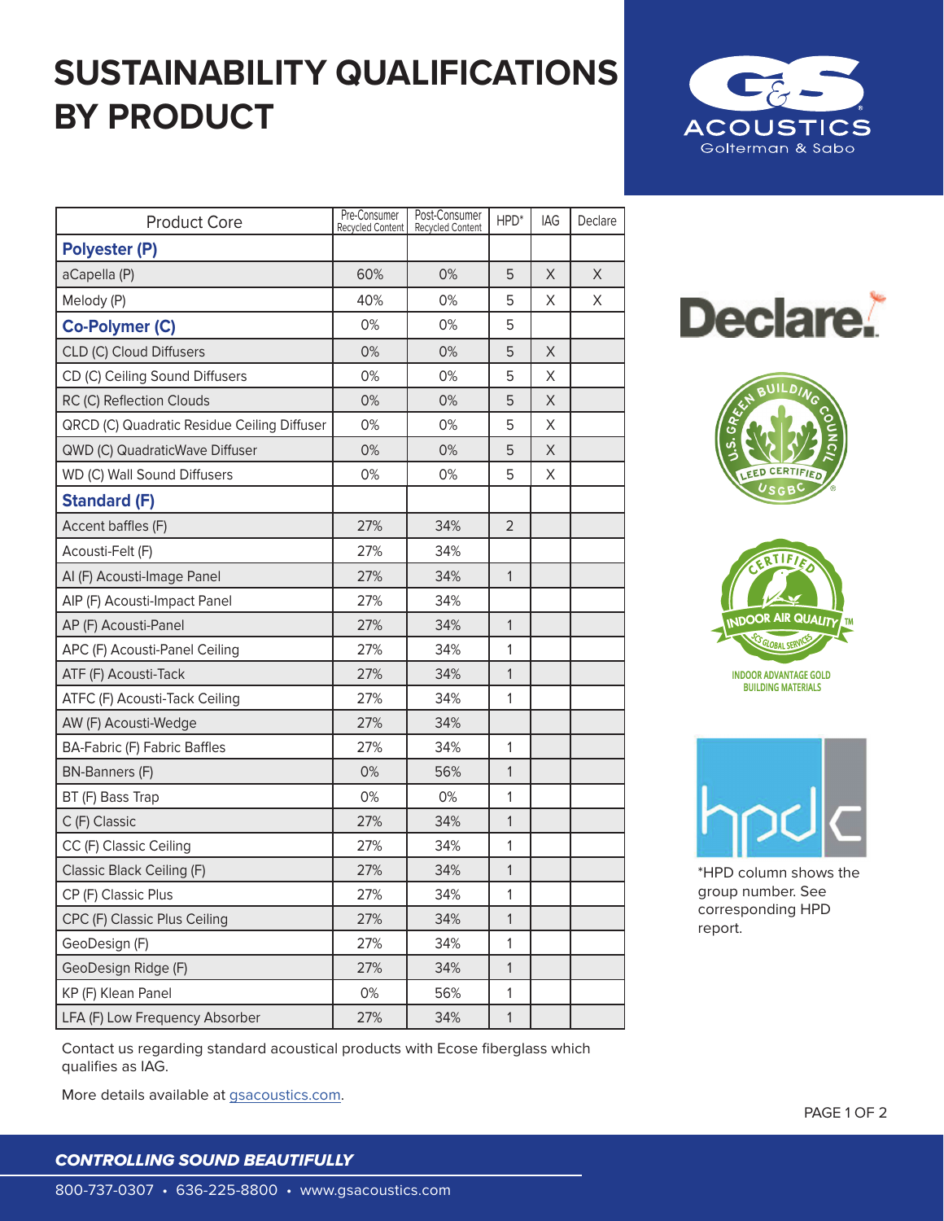# SUSTAINABILITY QUALIFICATIONS BY PRODUCT

| Product Core | Pre-Consumer Recycled Content | Post-Consumer Recycled Content | HPD* | IAG | Declare |
|---|---|---|---|---|---|
| **Polyester (P)** | | | | | |
| aCapella (P) | 60% | 0% | 5 | X | X |
| Melody (P) | 40% | 0% | 5 | X | X |
| **Co-Polymer (C)** | 0% | 0% | 5 | | |
| CLD (C) Cloud Diffusers | 0% | 0% | 5 | X | |
| CD (C) Ceiling Sound Diffusers | 0% | 0% | 5 | X | |
| RC (C) Reflection Clouds | 0% | 0% | 5 | X | |
| QRCD (C) Quadratic Residue Ceiling Diffuser | 0% | 0% | 5 | X | |
| QWD (C) QuadraticWave Diffuser | 0% | 0% | 5 | X | |
| WD (C) Wall Sound Diffusers | 0% | 0% | 5 | X | |
| **Standard (F)** | | | | | |
| Accent baffles (F) | 27% | 34% | 2 | | |
| Acousti-Felt (F) | 27% | 34% | | | |
| AI (F) Acousti-Image Panel | 27% | 34% | 1 | | |
| AIP (F) Acousti-Impact Panel | 27% | 34% | | | |
| AP (F) Acousti-Panel | 27% | 34% | 1 | | |
| APC (F) Acousti-Panel Ceiling | 27% | 34% | 1 | | |
| ATF (F) Acousti-Tack | 27% | 34% | 1 | | |
| ATFC (F) Acousti-Tack Ceiling | 27% | 34% | 1 | | |
| AW (F) Acousti-Wedge | 27% | 34% | | | |
| BA-Fabric (F) Fabric Baffles | 27% | 34% | 1 | | |
| BN-Banners (F) | 0% | 56% | 1 | | |
| BT (F) Bass Trap | 0% | 0% | 1 | | |
| C (F) Classic | 27% | 34% | 1 | | |
| CC (F) Classic Ceiling | 27% | 34% | 1 | | |
| Classic Black Ceiling (F) | 27% | 34% | 1 | | |
| CP (F) Classic Plus | 27% | 34% | 1 | | |
| CPC (F) Classic Plus Ceiling | 27% | 34% | 1 | | |
| GeoDesign (F) | 27% | 34% | 1 | | |
| GeoDesign Ridge (F) | 27% | 34% | 1 | | |
| KP (F) Klean Panel | 0% | 56% | 1 | | |
| LFA (F) Low Frequency Absorber | 27% | 34% | 1 | | |

Contact us regarding standard acoustical products with Ecose fiberglass which qualifies as IAG.

More details available at gsacoustics.com.

INDOOR ADVANTAGE GOLD BUILDING MATERIALS

*HPD column shows the group number. See corresponding HPD report.

***CONTROLLING SOUND BEAUTIFULLY***

800-737-0307 • 636-225-8800 • www.gsacoustics.com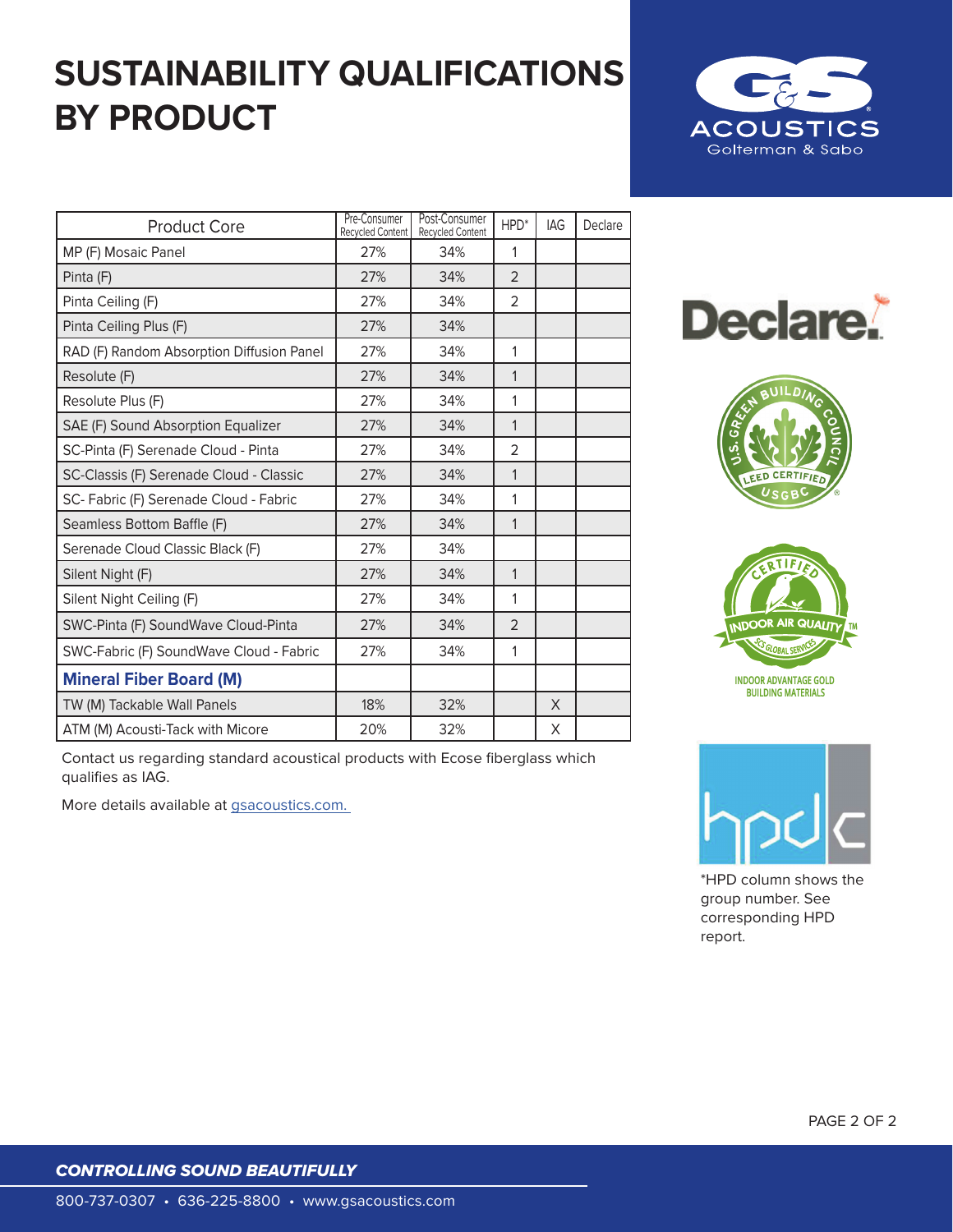# SUSTAINABILITY QUALIFICATIONS BY PRODUCT

G&S ACOUSTICS
Golterman & Sabo

| Product Core | Pre-Consumer Recycled Content | Post-Consumer Recycled Content | HPD* | IAG | Declare |
|---|---|---|---|---|---|
| MP (F) Mosaic Panel | 27% | 34% | 1 | | |
| Pinta (F) | 27% | 34% | 2 | | |
| Pinta Ceiling (F) | 27% | 34% | 2 | | |
| Pinta Ceiling Plus (F) | 27% | 34% | | | |
| RAD (F) Random Absorption Diffusion Panel | 27% | 34% | 1 | | |
| Resolute (F) | 27% | 34% | 1 | | |
| Resolute Plus (F) | 27% | 34% | 1 | | |
| SAE (F) Sound Absorption Equalizer | 27% | 34% | 1 | | |
| SC-Pinta (F) Serenade Cloud - Pinta | 27% | 34% | 2 | | |
| SC-Classis (F) Serenade Cloud - Classic | 27% | 34% | 1 | | |
| SC- Fabric (F) Serenade Cloud - Fabric | 27% | 34% | 1 | | |
| Seamless Bottom Baffle (F) | 27% | 34% | 1 | | |
| Serenade Cloud Classic Black (F) | 27% | 34% | | | |
| Silent Night (F) | 27% | 34% | 1 | | |
| Silent Night Ceiling (F) | 27% | 34% | 1 | | |
| SWC-Pinta (F) SoundWave Cloud-Pinta | 27% | 34% | 2 | | |
| SWC-Fabric (F) SoundWave Cloud - Fabric | 27% | 34% | 1 | | |
| **Mineral Fiber Board (M)** | | | | | |
| TW (M) Tackable Wall Panels | 18% | 32% | | X | |
| ATM (M) Acousti-Tack with Micore | 20% | 32% | | X | |

Contact us regarding standard acoustical products with Ecose fiberglass which qualifies as IAG.

More details available at gsacoustics.com.

Declare.

U.S. GREEN BUILDING COUNCIL LEED CERTIFIED USGBC

CERTIFIED INDOOR AIR QUALITY SCS GLOBAL SERVICES

INDOOR ADVANTAGE GOLD BUILDING MATERIALS

hpdc

*HPD column shows the group number. See corresponding HPD report.

*CONTROLLING SOUND BEAUTIFULLY*

800-737-0307 • 636-225-8800 • www.gsacoustics.com